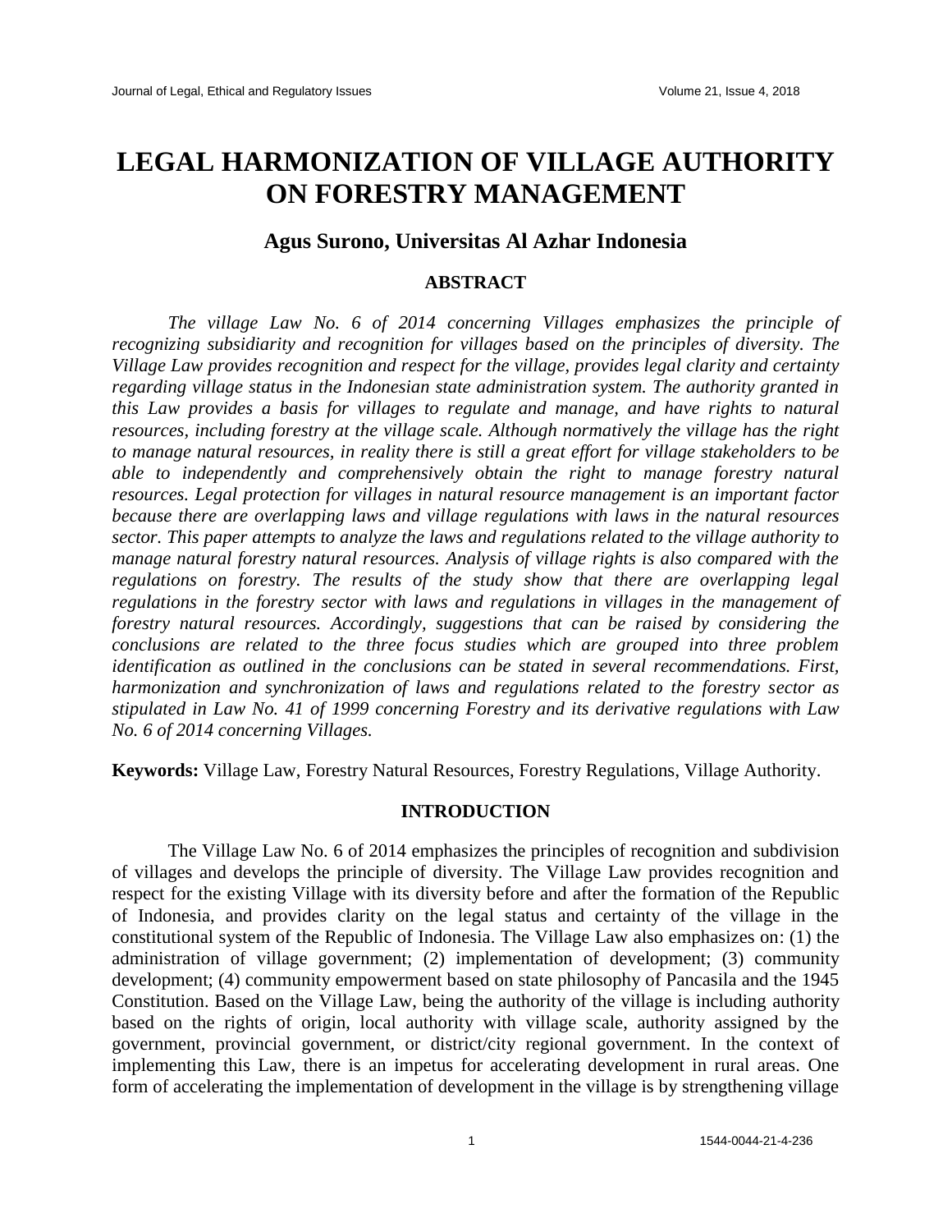# LEGAL HARMONIZATION OF VILLAGE AUTHORITY ON FORESTRY MANAGEMENT

## Agus Surono, Universitas Al Azhar Indonesia

### ABSTRACT

*The village Law No. 6 of 2014 concerning Villages emphasizes the principle of recognizing subsidiarity and recognition for villages based on the principles of diversity. The Village Law provides recognition and respect for the village, provides legal clarity and certainty regarding village status in the Indonesian state administration system. The authority granted in this Law provides a basis for villages to regulate and manage, and have rights to natural resources, including forestry at the village scale. Although normatively the village has the right to manage natural resources, in reality there is still a great effort for village stakeholders to be able to independently and comprehensively obtain the right to manage forestry natural resources. Legal protection for villages in natural resource management is an important factor because there are overlapping laws and village regulations with laws in the natural resources sector. This paper attempts to analyze the laws and regulations related to the village authority to manage natural forestry natural resources. Analysis of village rights is also compared with the regulations on forestry. The results of the study show that there are overlapping legal regulations in the forestry sector with laws and regulations in villages in the management of forestry natural resources. Accordingly, suggestions that can be raised by considering the conclusions are related to the three focus studies which are grouped into three problem identification as outlined in the conclusions can be stated in several recommendations. First, harmonization and synchronization of laws and regulations related to the forestry sector as stipulated in Law No. 41 of 1999 concerning Forestry and its derivative regulations with Law No. 6 of 2014 concerning Villages.*

**Keywords:** Village Law, Forestry Natural Resources, Forestry Regulations, Village Authority.

### INTRODUCTION

The Village Law No. 6 of 2014 emphasizes the principles of recognition and subdivision of villages and develops the principle of diversity. The Village Law provides recognition and respect for the existing Village with its diversity before and after the formation of the Republic of Indonesia, and provides clarity on the legal status and certainty of the village in the constitutional system of the Republic of Indonesia. The Village Law also emphasizes on: (1) the administration of village government; (2) implementation of development; (3) community development; (4) community empowerment based on state philosophy of Pancasila and the 1945 Constitution. Based on the Village Law, being the authority of the village is including authority based on the rights of origin, local authority with village scale, authority assigned by the government, provincial government, or district/city regional government. In the context of implementing this Law, there is an impetus for accelerating development in rural areas. One form of accelerating the implementation of development in the village is by strengthening village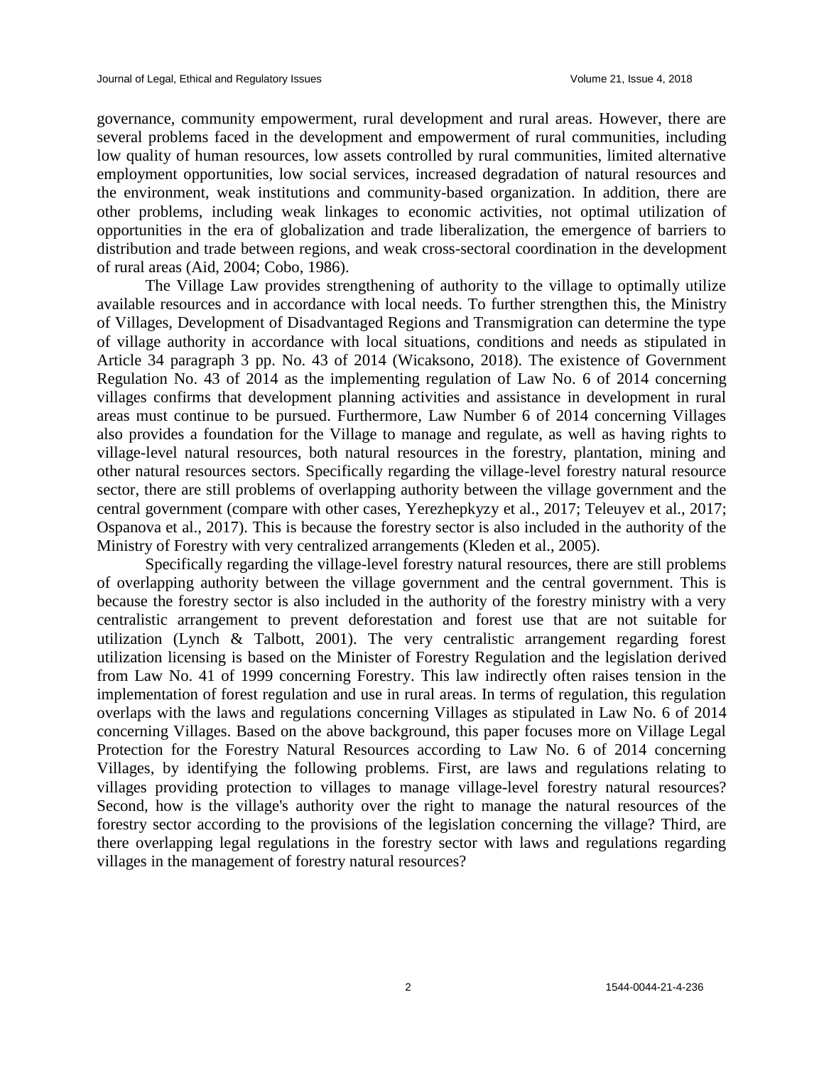governance, community empowerment, rural development and rural areas. However, there are several problems faced in the development and empowerment of rural communities, including low quality of human resources, low assets controlled by rural communities, limited alternative employment opportunities, low social services, increased degradation of natural resources and the environment, weak institutions and community-based organization. In addition, there are other problems, including weak linkages to economic activities, not optimal utilization of opportunities in the era of globalization and trade liberalization, the emergence of barriers to distribution and trade between regions, and weak cross-sectoral coordination in the development of rural areas (Aid, 2004; Cobo, 1986).

The Village Law provides strengthening of authority to the village to optimally utilize available resources and in accordance with local needs. To further strengthen this, the Ministry of Villages, Development of Disadvantaged Regions and Transmigration can determine the type of village authority in accordance with local situations, conditions and needs as stipulated in Article 34 paragraph 3 pp. No. 43 of 2014 (Wicaksono, 2018). The existence of Government Regulation No. 43 of 2014 as the implementing regulation of Law No. 6 of 2014 concerning villages confirms that development planning activities and assistance in development in rural areas must continue to be pursued. Furthermore, Law Number 6 of 2014 concerning Villages also provides a foundation for the Village to manage and regulate, as well as having rights to village-level natural resources, both natural resources in the forestry, plantation, mining and other natural resources sectors. Specifically regarding the village-level forestry natural resource sector, there are still problems of overlapping authority between the village government and the central government (compare with other cases, Yerezhepkyzy et al., 2017; Teleuyev et al., 2017; Ospanova et al., 2017). This is because the forestry sector is also included in the authority of the Ministry of Forestry with very centralized arrangements (Kleden et al., 2005).

Specifically regarding the village-level forestry natural resources, there are still problems of overlapping authority between the village government and the central government. This is because the forestry sector is also included in the authority of the forestry ministry with a very centralistic arrangement to prevent deforestation and forest use that are not suitable for utilization (Lynch & Talbott, 2001). The very centralistic arrangement regarding forest utilization licensing is based on the Minister of Forestry Regulation and the legislation derived from Law No. 41 of 1999 concerning Forestry. This law indirectly often raises tension in the implementation of forest regulation and use in rural areas. In terms of regulation, this regulation overlaps with the laws and regulations concerning Villages as stipulated in Law No. 6 of 2014 concerning Villages. Based on the above background, this paper focuses more on Village Legal Protection for the Forestry Natural Resources according to Law No. 6 of 2014 concerning Villages, by identifying the following problems. First, are laws and regulations relating to villages providing protection to villages to manage village-level forestry natural resources? Second, how is the village's authority over the right to manage the natural resources of the forestry sector according to the provisions of the legislation concerning the village? Third, are there overlapping legal regulations in the forestry sector with laws and regulations regarding villages in the management of forestry natural resources?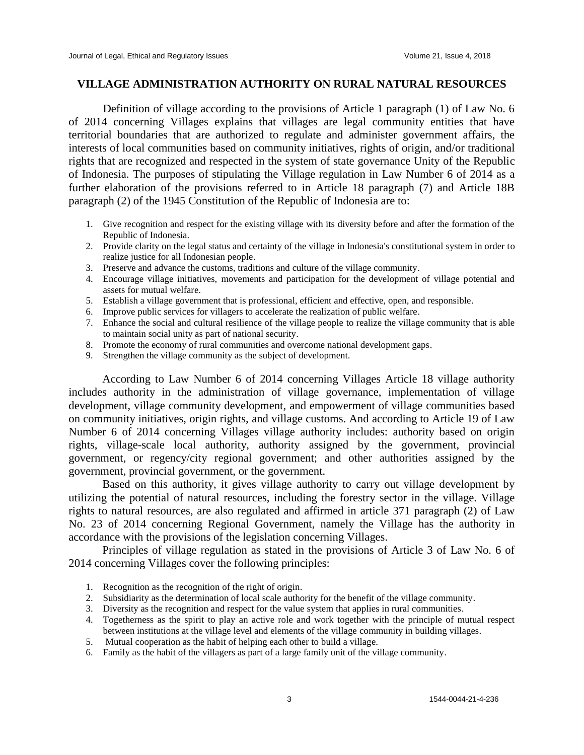## VILLAGE ADMINISTRATION AUTHORITY ON RURAL NATURAL RESOURCES

Definition of village according to the provisions of Article 1 paragraph (1) of Law No. 6 of 2014 concerning Villages explains that villages are legal community entities that have territorial boundaries that are authorized to regulate and administer government affairs, the interests of local communities based on community initiatives, rights of origin, and/or traditional rights that are recognized and respected in the system of state governance Unity of the Republic of Indonesia. The purposes of stipulating the Village regulation in Law Number 6 of 2014 as a further elaboration of the provisions referred to in Article 18 paragraph (7) and Article 18B paragraph (2) of the 1945 Constitution of the Republic of Indonesia are to:

1. Give recognition and respect for the existing village with its diversity before and after the formation of the Republic of Indonesia.
2. Provide clarity on the legal status and certainty of the village in Indonesia's constitutional system in order to realize justice for all Indonesian people.
3. Preserve and advance the customs, traditions and culture of the village community.
4. Encourage village initiatives, movements and participation for the development of village potential and assets for mutual welfare.
5. Establish a village government that is professional, efficient and effective, open, and responsible.
6. Improve public services for villagers to accelerate the realization of public welfare.
7. Enhance the social and cultural resilience of the village people to realize the village community that is able to maintain social unity as part of national security.
8. Promote the economy of rural communities and overcome national development gaps.
9. Strengthen the village community as the subject of development.

According to Law Number 6 of 2014 concerning Villages Article 18 village authority includes authority in the administration of village governance, implementation of village development, village community development, and empowerment of village communities based on community initiatives, origin rights, and village customs. And according to Article 19 of Law Number 6 of 2014 concerning Villages village authority includes: authority based on origin rights, village-scale local authority, authority assigned by the government, provincial government, or regency/city regional government; and other authorities assigned by the government, provincial government, or the government.

Based on this authority, it gives village authority to carry out village development by utilizing the potential of natural resources, including the forestry sector in the village. Village rights to natural resources, are also regulated and affirmed in article 371 paragraph (2) of Law No. 23 of 2014 concerning Regional Government, namely the Village has the authority in accordance with the provisions of the legislation concerning Villages.

Principles of village regulation as stated in the provisions of Article 3 of Law No. 6 of 2014 concerning Villages cover the following principles:

1. Recognition as the recognition of the right of origin.
2. Subsidiarity as the determination of local scale authority for the benefit of the village community.
3. Diversity as the recognition and respect for the value system that applies in rural communities.
4. Togetherness as the spirit to play an active role and work together with the principle of mutual respect between institutions at the village level and elements of the village community in building villages.
5. Mutual cooperation as the habit of helping each other to build a village.
6. Family as the habit of the villagers as part of a large family unit of the village community.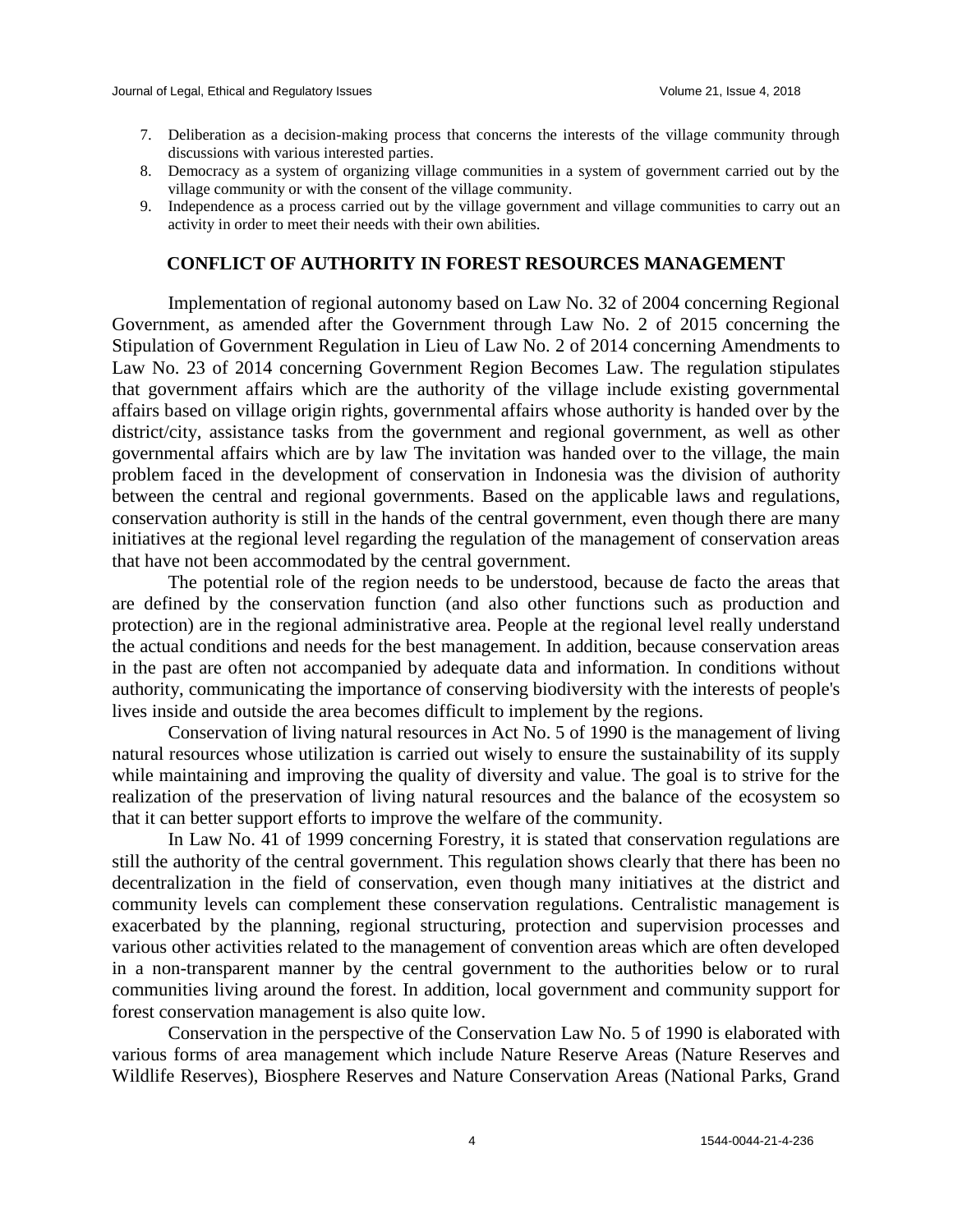7. Deliberation as a decision-making process that concerns the interests of the village community through discussions with various interested parties.
8. Democracy as a system of organizing village communities in a system of government carried out by the village community or with the consent of the village community.
9. Independence as a process carried out by the village government and village communities to carry out an activity in order to meet their needs with their own abilities.

## CONFLICT OF AUTHORITY IN FOREST RESOURCES MANAGEMENT

Implementation of regional autonomy based on Law No. 32 of 2004 concerning Regional Government, as amended after the Government through Law No. 2 of 2015 concerning the Stipulation of Government Regulation in Lieu of Law No. 2 of 2014 concerning Amendments to Law No. 23 of 2014 concerning Government Region Becomes Law. The regulation stipulates that government affairs which are the authority of the village include existing governmental affairs based on village origin rights, governmental affairs whose authority is handed over by the district/city, assistance tasks from the government and regional government, as well as other governmental affairs which are by law The invitation was handed over to the village, the main problem faced in the development of conservation in Indonesia was the division of authority between the central and regional governments. Based on the applicable laws and regulations, conservation authority is still in the hands of the central government, even though there are many initiatives at the regional level regarding the regulation of the management of conservation areas that have not been accommodated by the central government.

The potential role of the region needs to be understood, because de facto the areas that are defined by the conservation function (and also other functions such as production and protection) are in the regional administrative area. People at the regional level really understand the actual conditions and needs for the best management. In addition, because conservation areas in the past are often not accompanied by adequate data and information. In conditions without authority, communicating the importance of conserving biodiversity with the interests of people's lives inside and outside the area becomes difficult to implement by the regions.

Conservation of living natural resources in Act No. 5 of 1990 is the management of living natural resources whose utilization is carried out wisely to ensure the sustainability of its supply while maintaining and improving the quality of diversity and value. The goal is to strive for the realization of the preservation of living natural resources and the balance of the ecosystem so that it can better support efforts to improve the welfare of the community.

In Law No. 41 of 1999 concerning Forestry, it is stated that conservation regulations are still the authority of the central government. This regulation shows clearly that there has been no decentralization in the field of conservation, even though many initiatives at the district and community levels can complement these conservation regulations. Centralistic management is exacerbated by the planning, regional structuring, protection and supervision processes and various other activities related to the management of convention areas which are often developed in a non-transparent manner by the central government to the authorities below or to rural communities living around the forest. In addition, local government and community support for forest conservation management is also quite low.

Conservation in the perspective of the Conservation Law No. 5 of 1990 is elaborated with various forms of area management which include Nature Reserve Areas (Nature Reserves and Wildlife Reserves), Biosphere Reserves and Nature Conservation Areas (National Parks, Grand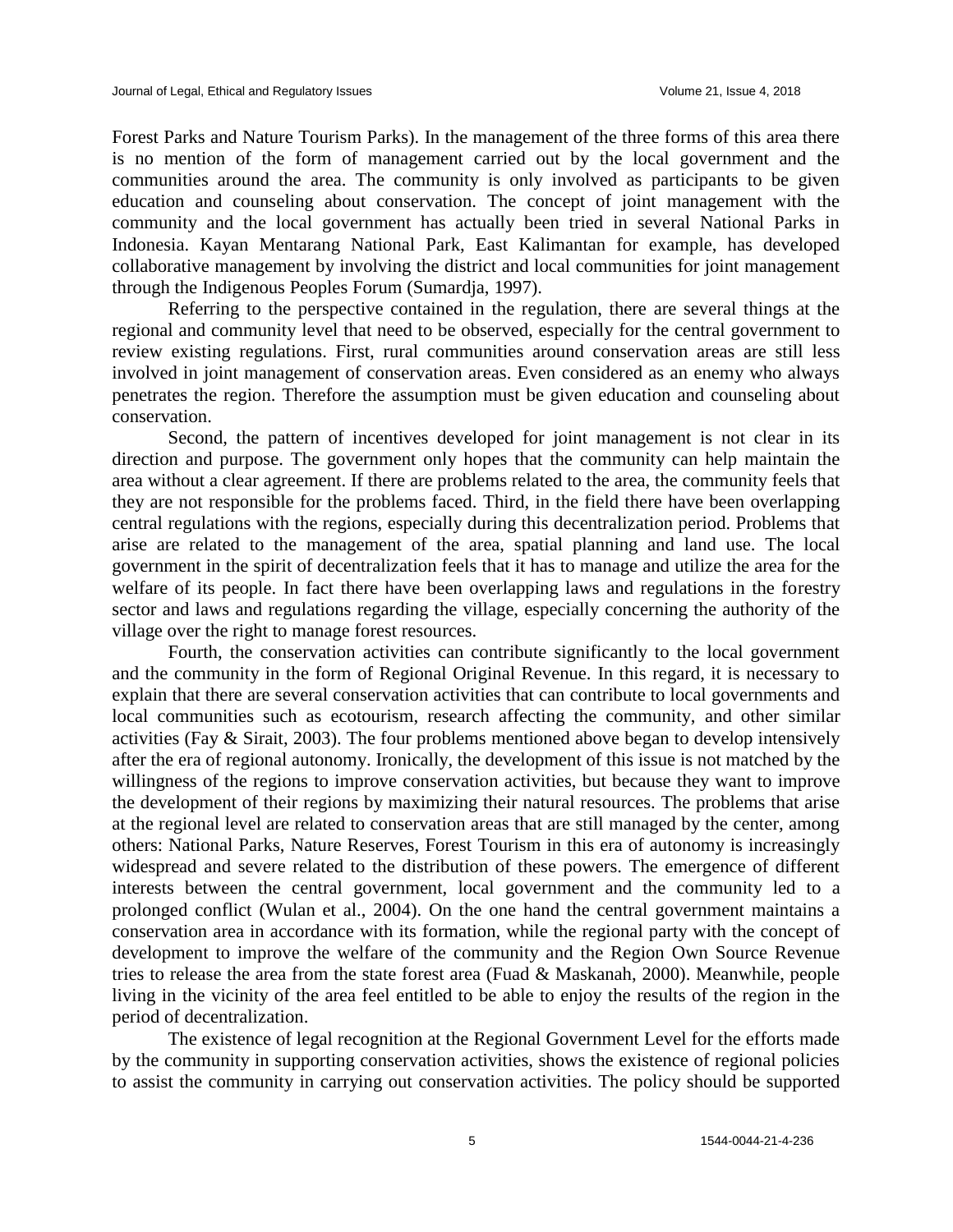Forest Parks and Nature Tourism Parks). In the management of the three forms of this area there is no mention of the form of management carried out by the local government and the communities around the area. The community is only involved as participants to be given education and counseling about conservation. The concept of joint management with the community and the local government has actually been tried in several National Parks in Indonesia. Kayan Mentarang National Park, East Kalimantan for example, has developed collaborative management by involving the district and local communities for joint management through the Indigenous Peoples Forum (Sumardja, 1997).

Referring to the perspective contained in the regulation, there are several things at the regional and community level that need to be observed, especially for the central government to review existing regulations. First, rural communities around conservation areas are still less involved in joint management of conservation areas. Even considered as an enemy who always penetrates the region. Therefore the assumption must be given education and counseling about conservation.

Second, the pattern of incentives developed for joint management is not clear in its direction and purpose. The government only hopes that the community can help maintain the area without a clear agreement. If there are problems related to the area, the community feels that they are not responsible for the problems faced. Third, in the field there have been overlapping central regulations with the regions, especially during this decentralization period. Problems that arise are related to the management of the area, spatial planning and land use. The local government in the spirit of decentralization feels that it has to manage and utilize the area for the welfare of its people. In fact there have been overlapping laws and regulations in the forestry sector and laws and regulations regarding the village, especially concerning the authority of the village over the right to manage forest resources.

Fourth, the conservation activities can contribute significantly to the local government and the community in the form of Regional Original Revenue. In this regard, it is necessary to explain that there are several conservation activities that can contribute to local governments and local communities such as ecotourism, research affecting the community, and other similar activities (Fay & Sirait, 2003). The four problems mentioned above began to develop intensively after the era of regional autonomy. Ironically, the development of this issue is not matched by the willingness of the regions to improve conservation activities, but because they want to improve the development of their regions by maximizing their natural resources. The problems that arise at the regional level are related to conservation areas that are still managed by the center, among others: National Parks, Nature Reserves, Forest Tourism in this era of autonomy is increasingly widespread and severe related to the distribution of these powers. The emergence of different interests between the central government, local government and the community led to a prolonged conflict (Wulan et al., 2004). On the one hand the central government maintains a conservation area in accordance with its formation, while the regional party with the concept of development to improve the welfare of the community and the Region Own Source Revenue tries to release the area from the state forest area (Fuad & Maskanah, 2000). Meanwhile, people living in the vicinity of the area feel entitled to be able to enjoy the results of the region in the period of decentralization.

The existence of legal recognition at the Regional Government Level for the efforts made by the community in supporting conservation activities, shows the existence of regional policies to assist the community in carrying out conservation activities. The policy should be supported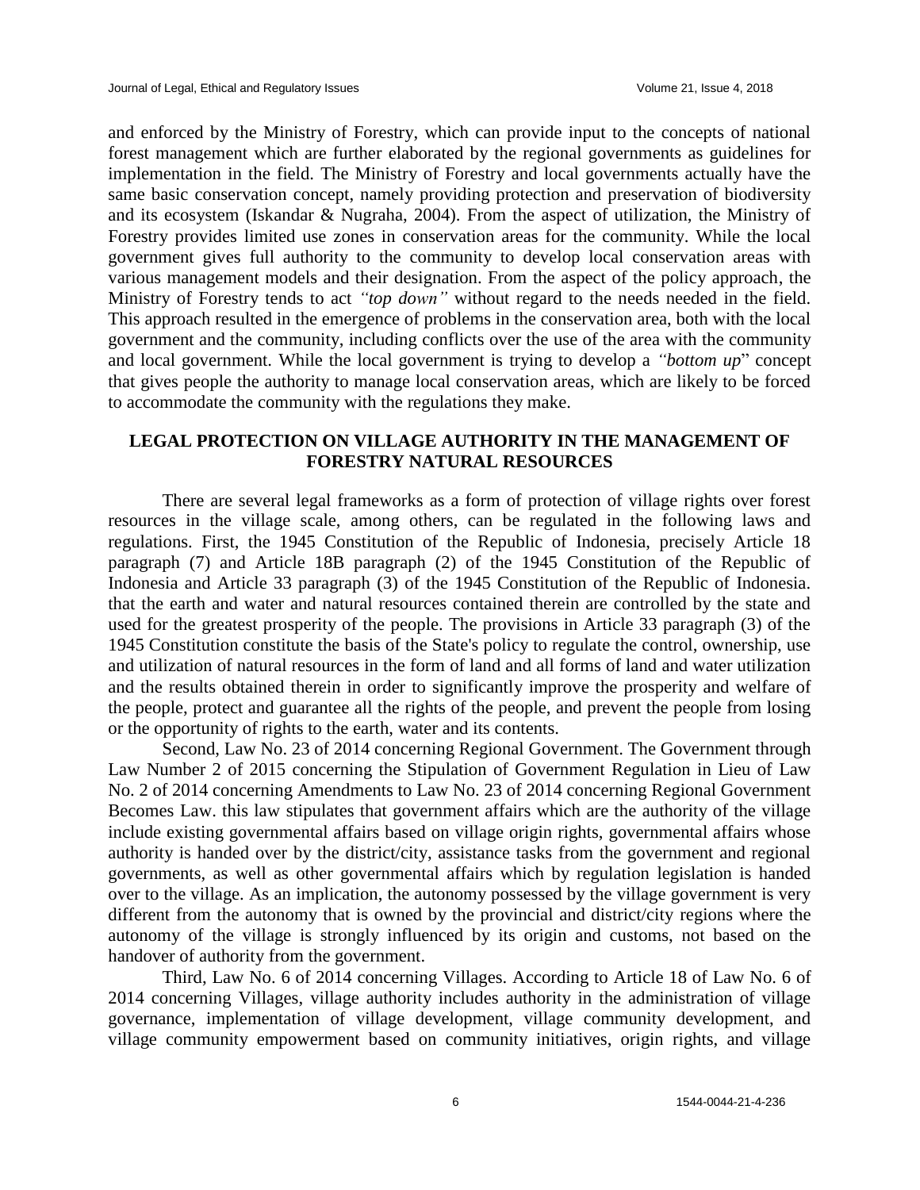and enforced by the Ministry of Forestry, which can provide input to the concepts of national forest management which are further elaborated by the regional governments as guidelines for implementation in the field. The Ministry of Forestry and local governments actually have the same basic conservation concept, namely providing protection and preservation of biodiversity and its ecosystem (Iskandar & Nugraha, 2004). From the aspect of utilization, the Ministry of Forestry provides limited use zones in conservation areas for the community. While the local government gives full authority to the community to develop local conservation areas with various management models and their designation. From the aspect of the policy approach, the Ministry of Forestry tends to act *"top down"* without regard to the needs needed in the field. This approach resulted in the emergence of problems in the conservation area, both with the local government and the community, including conflicts over the use of the area with the community and local government. While the local government is trying to develop a *"bottom up*" concept that gives people the authority to manage local conservation areas, which are likely to be forced to accommodate the community with the regulations they make.

## LEGAL PROTECTION ON VILLAGE AUTHORITY IN THE MANAGEMENT OF FORESTRY NATURAL RESOURCES

There are several legal frameworks as a form of protection of village rights over forest resources in the village scale, among others, can be regulated in the following laws and regulations. First, the 1945 Constitution of the Republic of Indonesia, precisely Article 18 paragraph (7) and Article 18B paragraph (2) of the 1945 Constitution of the Republic of Indonesia and Article 33 paragraph (3) of the 1945 Constitution of the Republic of Indonesia. that the earth and water and natural resources contained therein are controlled by the state and used for the greatest prosperity of the people. The provisions in Article 33 paragraph (3) of the 1945 Constitution constitute the basis of the State's policy to regulate the control, ownership, use and utilization of natural resources in the form of land and all forms of land and water utilization and the results obtained therein in order to significantly improve the prosperity and welfare of the people, protect and guarantee all the rights of the people, and prevent the people from losing or the opportunity of rights to the earth, water and its contents.

Second, Law No. 23 of 2014 concerning Regional Government. The Government through Law Number 2 of 2015 concerning the Stipulation of Government Regulation in Lieu of Law No. 2 of 2014 concerning Amendments to Law No. 23 of 2014 concerning Regional Government Becomes Law. this law stipulates that government affairs which are the authority of the village include existing governmental affairs based on village origin rights, governmental affairs whose authority is handed over by the district/city, assistance tasks from the government and regional governments, as well as other governmental affairs which by regulation legislation is handed over to the village. As an implication, the autonomy possessed by the village government is very different from the autonomy that is owned by the provincial and district/city regions where the autonomy of the village is strongly influenced by its origin and customs, not based on the handover of authority from the government.

Third, Law No. 6 of 2014 concerning Villages. According to Article 18 of Law No. 6 of 2014 concerning Villages, village authority includes authority in the administration of village governance, implementation of village development, village community development, and village community empowerment based on community initiatives, origin rights, and village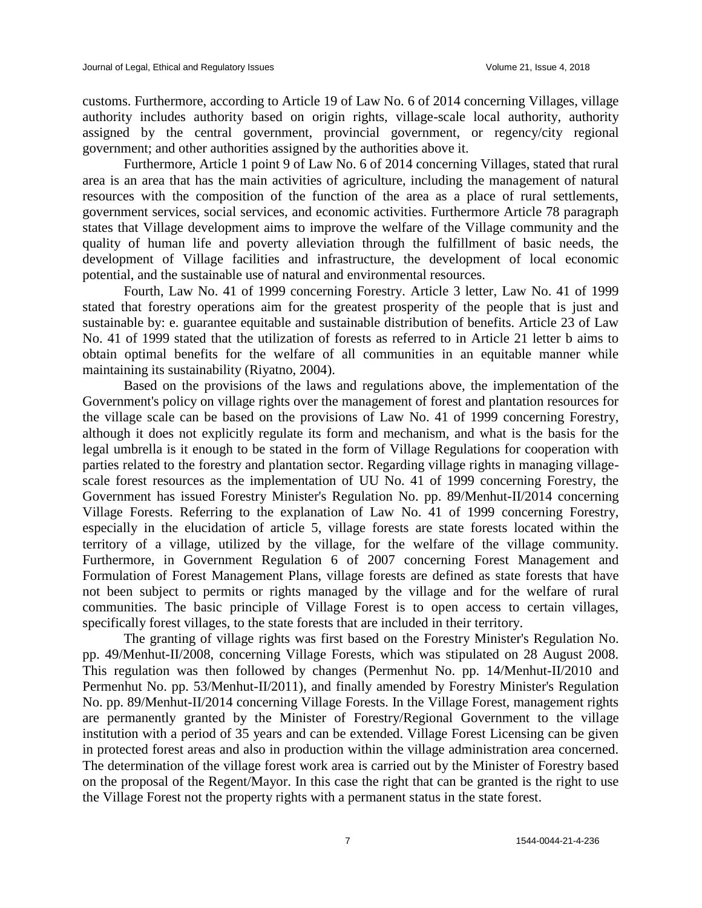customs. Furthermore, according to Article 19 of Law No. 6 of 2014 concerning Villages, village authority includes authority based on origin rights, village-scale local authority, authority assigned by the central government, provincial government, or regency/city regional government; and other authorities assigned by the authorities above it.

Furthermore, Article 1 point 9 of Law No. 6 of 2014 concerning Villages, stated that rural area is an area that has the main activities of agriculture, including the management of natural resources with the composition of the function of the area as a place of rural settlements, government services, social services, and economic activities. Furthermore Article 78 paragraph states that Village development aims to improve the welfare of the Village community and the quality of human life and poverty alleviation through the fulfillment of basic needs, the development of Village facilities and infrastructure, the development of local economic potential, and the sustainable use of natural and environmental resources.

Fourth, Law No. 41 of 1999 concerning Forestry. Article 3 letter, Law No. 41 of 1999 stated that forestry operations aim for the greatest prosperity of the people that is just and sustainable by: e. guarantee equitable and sustainable distribution of benefits. Article 23 of Law No. 41 of 1999 stated that the utilization of forests as referred to in Article 21 letter b aims to obtain optimal benefits for the welfare of all communities in an equitable manner while maintaining its sustainability (Riyatno, 2004).

Based on the provisions of the laws and regulations above, the implementation of the Government's policy on village rights over the management of forest and plantation resources for the village scale can be based on the provisions of Law No. 41 of 1999 concerning Forestry, although it does not explicitly regulate its form and mechanism, and what is the basis for the legal umbrella is it enough to be stated in the form of Village Regulations for cooperation with parties related to the forestry and plantation sector. Regarding village rights in managing village-scale forest resources as the implementation of UU No. 41 of 1999 concerning Forestry, the Government has issued Forestry Minister's Regulation No. pp. 89/Menhut-II/2014 concerning Village Forests. Referring to the explanation of Law No. 41 of 1999 concerning Forestry, especially in the elucidation of article 5, village forests are state forests located within the territory of a village, utilized by the village, for the welfare of the village community. Furthermore, in Government Regulation 6 of 2007 concerning Forest Management and Formulation of Forest Management Plans, village forests are defined as state forests that have not been subject to permits or rights managed by the village and for the welfare of rural communities. The basic principle of Village Forest is to open access to certain villages, specifically forest villages, to the state forests that are included in their territory.

The granting of village rights was first based on the Forestry Minister's Regulation No. pp. 49/Menhut-II/2008, concerning Village Forests, which was stipulated on 28 August 2008. This regulation was then followed by changes (Permenhut No. pp. 14/Menhut-II/2010 and Permenhut No. pp. 53/Menhut-II/2011), and finally amended by Forestry Minister's Regulation No. pp. 89/Menhut-II/2014 concerning Village Forests. In the Village Forest, management rights are permanently granted by the Minister of Forestry/Regional Government to the village institution with a period of 35 years and can be extended. Village Forest Licensing can be given in protected forest areas and also in production within the village administration area concerned. The determination of the village forest work area is carried out by the Minister of Forestry based on the proposal of the Regent/Mayor. In this case the right that can be granted is the right to use the Village Forest not the property rights with a permanent status in the state forest.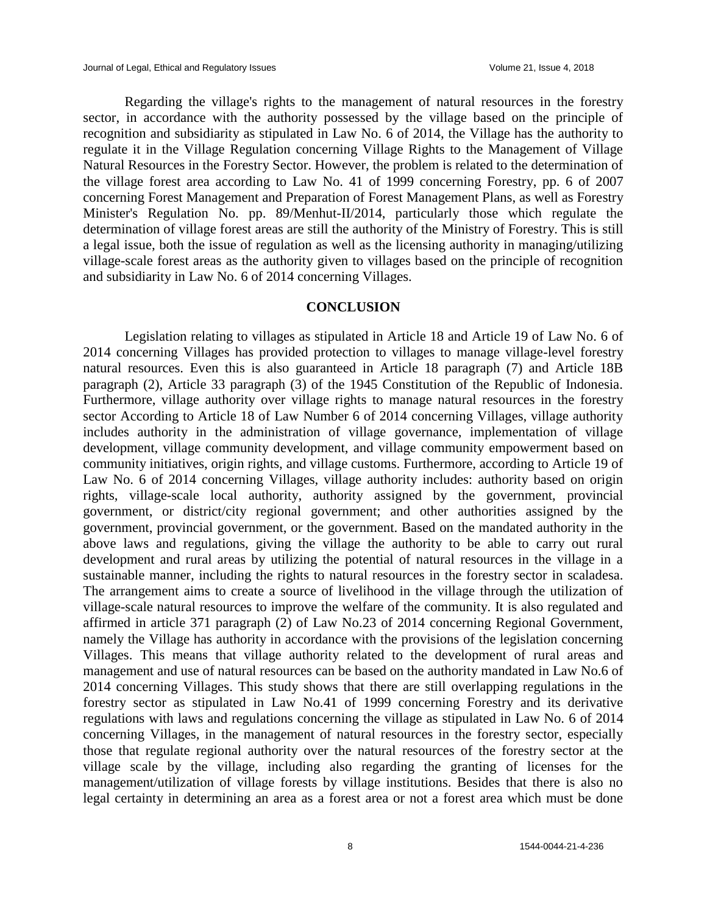Regarding the village's rights to the management of natural resources in the forestry sector, in accordance with the authority possessed by the village based on the principle of recognition and subsidiarity as stipulated in Law No. 6 of 2014, the Village has the authority to regulate it in the Village Regulation concerning Village Rights to the Management of Village Natural Resources in the Forestry Sector. However, the problem is related to the determination of the village forest area according to Law No. 41 of 1999 concerning Forestry, pp. 6 of 2007 concerning Forest Management and Preparation of Forest Management Plans, as well as Forestry Minister's Regulation No. pp. 89/Menhut-II/2014, particularly those which regulate the determination of village forest areas are still the authority of the Ministry of Forestry. This is still a legal issue, both the issue of regulation as well as the licensing authority in managing/utilizing village-scale forest areas as the authority given to villages based on the principle of recognition and subsidiarity in Law No. 6 of 2014 concerning Villages.

## CONCLUSION

Legislation relating to villages as stipulated in Article 18 and Article 19 of Law No. 6 of 2014 concerning Villages has provided protection to villages to manage village-level forestry natural resources. Even this is also guaranteed in Article 18 paragraph (7) and Article 18B paragraph (2), Article 33 paragraph (3) of the 1945 Constitution of the Republic of Indonesia. Furthermore, village authority over village rights to manage natural resources in the forestry sector According to Article 18 of Law Number 6 of 2014 concerning Villages, village authority includes authority in the administration of village governance, implementation of village development, village community development, and village community empowerment based on community initiatives, origin rights, and village customs. Furthermore, according to Article 19 of Law No. 6 of 2014 concerning Villages, village authority includes: authority based on origin rights, village-scale local authority, authority assigned by the government, provincial government, or district/city regional government; and other authorities assigned by the government, provincial government, or the government. Based on the mandated authority in the above laws and regulations, giving the village the authority to be able to carry out rural development and rural areas by utilizing the potential of natural resources in the village in a sustainable manner, including the rights to natural resources in the forestry sector in scaladesa. The arrangement aims to create a source of livelihood in the village through the utilization of village-scale natural resources to improve the welfare of the community. It is also regulated and affirmed in article 371 paragraph (2) of Law No.23 of 2014 concerning Regional Government, namely the Village has authority in accordance with the provisions of the legislation concerning Villages. This means that village authority related to the development of rural areas and management and use of natural resources can be based on the authority mandated in Law No.6 of 2014 concerning Villages. This study shows that there are still overlapping regulations in the forestry sector as stipulated in Law No.41 of 1999 concerning Forestry and its derivative regulations with laws and regulations concerning the village as stipulated in Law No. 6 of 2014 concerning Villages, in the management of natural resources in the forestry sector, especially those that regulate regional authority over the natural resources of the forestry sector at the village scale by the village, including also regarding the granting of licenses for the management/utilization of village forests by village institutions. Besides that there is also no legal certainty in determining an area as a forest area or not a forest area which must be done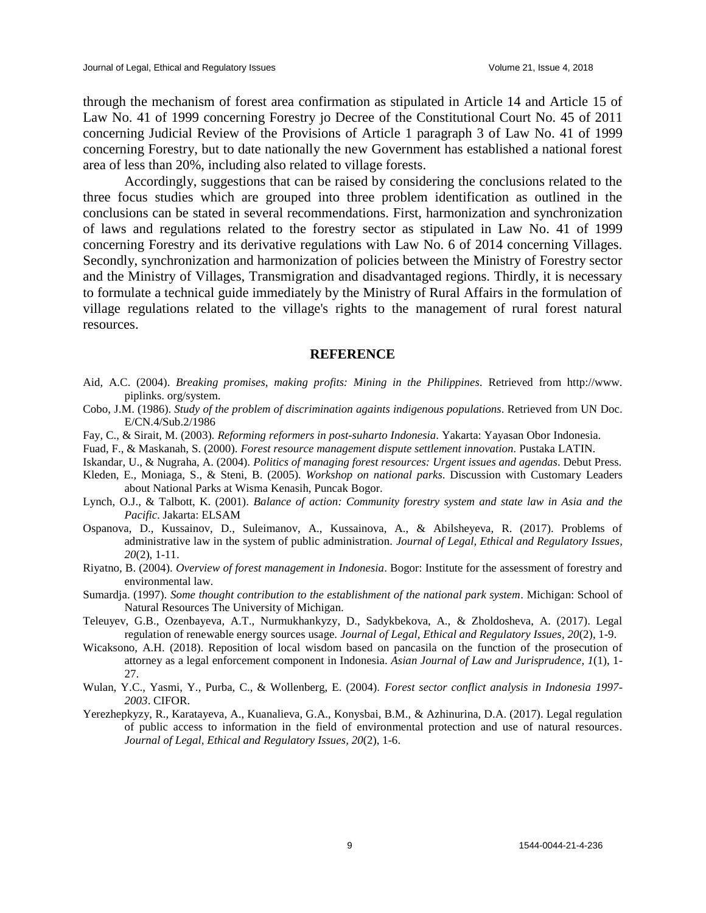through the mechanism of forest area confirmation as stipulated in Article 14 and Article 15 of Law No. 41 of 1999 concerning Forestry jo Decree of the Constitutional Court No. 45 of 2011 concerning Judicial Review of the Provisions of Article 1 paragraph 3 of Law No. 41 of 1999 concerning Forestry, but to date nationally the new Government has established a national forest area of less than 20%, including also related to village forests.

Accordingly, suggestions that can be raised by considering the conclusions related to the three focus studies which are grouped into three problem identification as outlined in the conclusions can be stated in several recommendations. First, harmonization and synchronization of laws and regulations related to the forestry sector as stipulated in Law No. 41 of 1999 concerning Forestry and its derivative regulations with Law No. 6 of 2014 concerning Villages. Secondly, synchronization and harmonization of policies between the Ministry of Forestry sector and the Ministry of Villages, Transmigration and disadvantaged regions. Thirdly, it is necessary to formulate a technical guide immediately by the Ministry of Rural Affairs in the formulation of village regulations related to the village's rights to the management of rural forest natural resources.

## REFERENCE

Aid, A.C. (2004). *Breaking promises, making profits: Mining in the Philippines*. Retrieved from http://www. piplinks. org/system.

Cobo, J.M. (1986). *Study of the problem of discrimination againts indigenous populations*. Retrieved from UN Doc. E/CN.4/Sub.2/1986

Fay, C., & Sirait, M. (2003). *Reforming reformers in post-suharto Indonesia*. Yakarta: Yayasan Obor Indonesia.

Fuad, F., & Maskanah, S. (2000). *Forest resource management dispute settlement innovation*. Pustaka LATIN.

Iskandar, U., & Nugraha, A. (2004). *Politics of managing forest resources: Urgent issues and agendas*. Debut Press.

Kleden, E., Moniaga, S., & Steni, B. (2005). *Workshop on national parks*. Discussion with Customary Leaders about National Parks at Wisma Kenasih, Puncak Bogor.

Lynch, O.J., & Talbott, K. (2001). *Balance of action: Community forestry system and state law in Asia and the Pacific*. Jakarta: ELSAM

Ospanova, D., Kussainov, D., Suleimanov, A., Kussainova, A., & Abilsheyeva, R. (2017). Problems of administrative law in the system of public administration. *Journal of Legal, Ethical and Regulatory Issues, 20*(2), 1-11.

Riyatno, B. (2004). *Overview of forest management in Indonesia*. Bogor: Institute for the assessment of forestry and environmental law.

Sumardja. (1997). *Some thought contribution to the establishment of the national park system*. Michigan: School of Natural Resources The University of Michigan.

Teleuyev, G.B., Ozenbayeva, A.T., Nurmukhankyzy, D., Sadykbekova, A., & Zholdosheva, A. (2017). Legal regulation of renewable energy sources usage. *Journal of Legal, Ethical and Regulatory Issues, 20*(2), 1-9.

Wicaksono, A.H. (2018). Reposition of local wisdom based on pancasila on the function of the prosecution of attorney as a legal enforcement component in Indonesia. *Asian Journal of Law and Jurisprudence, 1*(1), 1-27.

Wulan, Y.C., Yasmi, Y., Purba, C., & Wollenberg, E. (2004). *Forest sector conflict analysis in Indonesia 1997-2003*. CIFOR.

Yerezhepkyzy, R., Karatayeva, A., Kuanalieva, G.A., Konysbai, B.M., & Azhinurina, D.A. (2017). Legal regulation of public access to information in the field of environmental protection and use of natural resources. *Journal of Legal, Ethical and Regulatory Issues, 20*(2), 1-6.